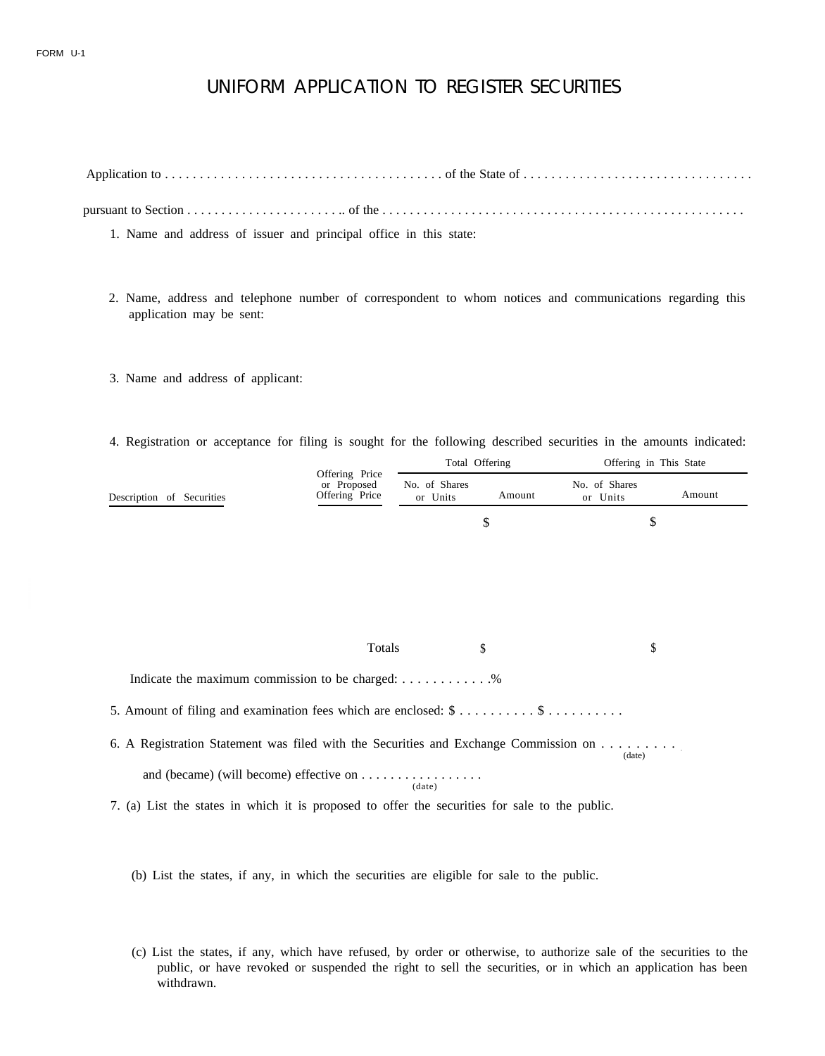FORM U-1

# UNIFORM APPLICATION TO REGISTER SECURITIES

Application to . . . . . . . . . . . . . . . . . . . . . . . . . . . . . . . . . . . . . . . . of the State of . . . . . . . . . . . . . . . . . . . . . . . . . . . . . . . . .

pursuant to Section . . . . . . . . . . . . . . . . . . . . . .. of the . . . . . . . . . . . . . . . . . . . . . . . . . . . . . . . . . . . . . . . . . . . . . . . . . . .

1. Name and address of issuer and principal office in this state:

2. Name, address and telephone number of correspondent to whom notices and communications regarding this application may be sent:

3. Name and address of applicant:

4. Registration or acceptance for filing is sought for the following described securities in the amounts indicated:

| Description of Securities | Offering Price or Proposed Offering Price | Total Offering | | Offering in This State | |
|---|---|---|---|---|---|
| | | No. of Shares or Units | Amount | No. of Shares or Units | Amount |
| | | | $ | | $ |
| | Totals | | $ | | $ |

Indicate the maximum commission to be charged: . . . . . . . . . . . .%

5. Amount of filing and examination fees which are enclosed: $ . . . . . . . . . . $ . . . . . . . . . .

6. A Registration Statement was filed with the Securities and Exchange Commission on . . . . . . . . . (date)

   and (became) (will become) effective on . . . . . . . . . . . . . . . . . (date)

7. (a) List the states in which it is proposed to offer the securities for sale to the public.

   (b) List the states, if any, in which the securities are eligible for sale to the public.

   (c) List the states, if any, which have refused, by order or otherwise, to authorize sale of the securities to the public, or have revoked or suspended the right to sell the securities, or in which an application has been withdrawn.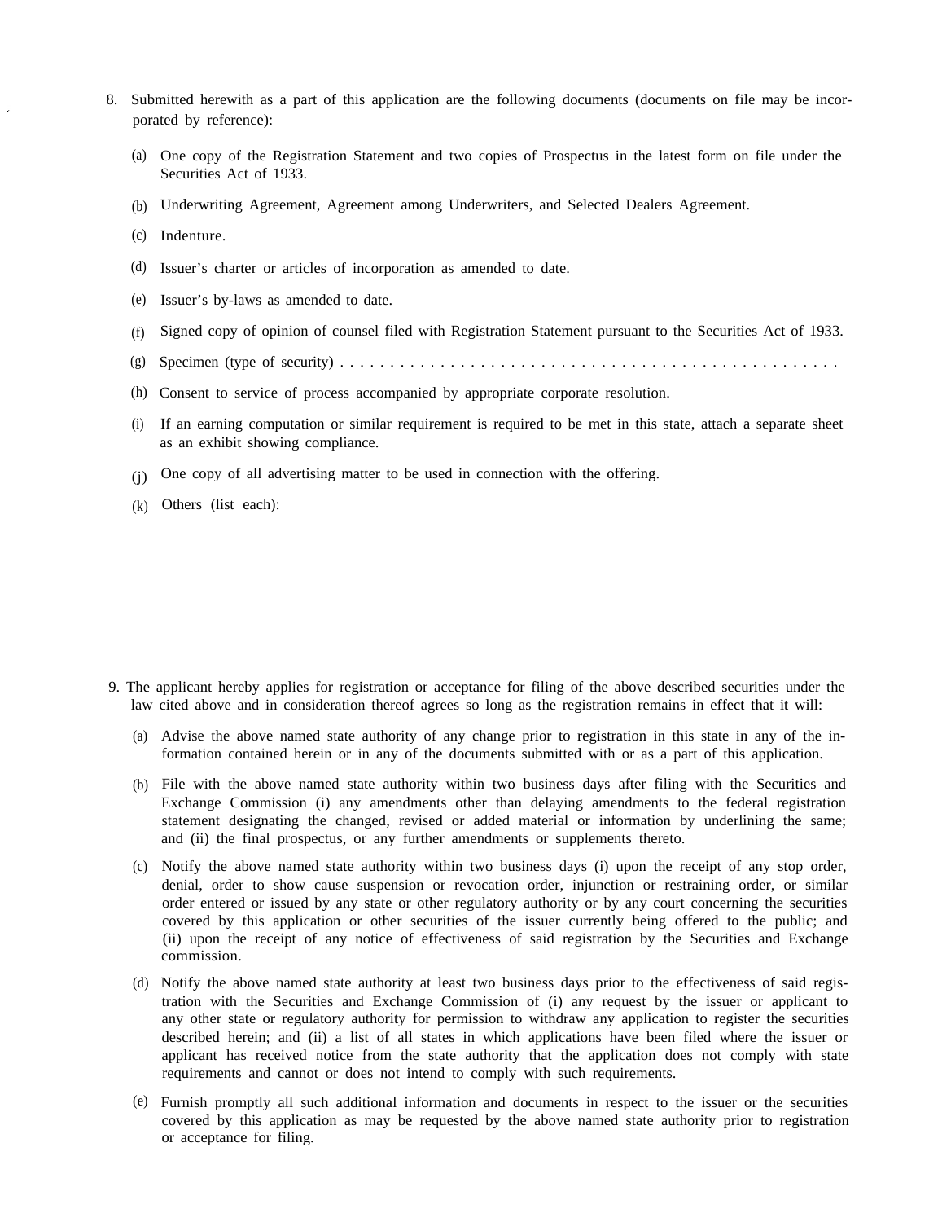8. Submitted herewith as a part of this application are the following documents (documents on file may be incorporated by reference):

   (a) One copy of the Registration Statement and two copies of Prospectus in the latest form on file under the Securities Act of 1933.

   (b) Underwriting Agreement, Agreement among Underwriters, and Selected Dealers Agreement.

   (c) Indenture.

   (d) Issuer's charter or articles of incorporation as amended to date.

   (e) Issuer's by-laws as amended to date.

   (f) Signed copy of opinion of counsel filed with Registration Statement pursuant to the Securities Act of 1933.

   (g) Specimen (type of security) . . . . . . . . . . . . . . . . . . . . . . . . . . . . . . . . . . . . . . . . . . . . . . . . . .

   (h) Consent to service of process accompanied by appropriate corporate resolution.

   (i) If an earning computation or similar requirement is required to be met in this state, attach a separate sheet as an exhibit showing compliance.

   (j) One copy of all advertising matter to be used in connection with the offering.

   (k) Others (list each):

9. The applicant hereby applies for registration or acceptance for filing of the above described securities under the law cited above and in consideration thereof agrees so long as the registration remains in effect that it will:

   (a) Advise the above named state authority of any change prior to registration in this state in any of the information contained herein or in any of the documents submitted with or as a part of this application.

   (b) File with the above named state authority within two business days after filing with the Securities and Exchange Commission (i) any amendments other than delaying amendments to the federal registration statement designating the changed, revised or added material or information by underlining the same; and (ii) the final prospectus, or any further amendments or supplements thereto.

   (c) Notify the above named state authority within two business days (i) upon the receipt of any stop order, denial, order to show cause suspension or revocation order, injunction or restraining order, or similar order entered or issued by any state or other regulatory authority or by any court concerning the securities covered by this application or other securities of the issuer currently being offered to the public; and (ii) upon the receipt of any notice of effectiveness of said registration by the Securities and Exchange commission.

   (d) Notify the above named state authority at least two business days prior to the effectiveness of said registration with the Securities and Exchange Commission of (i) any request by the issuer or applicant to any other state or regulatory authority for permission to withdraw any application to register the securities described herein; and (ii) a list of all states in which applications have been filed where the issuer or applicant has received notice from the state authority that the application does not comply with state requirements and cannot or does not intend to comply with such requirements.

   (e) Furnish promptly all such additional information and documents in respect to the issuer or the securities covered by this application as may be requested by the above named state authority prior to registration or acceptance for filing.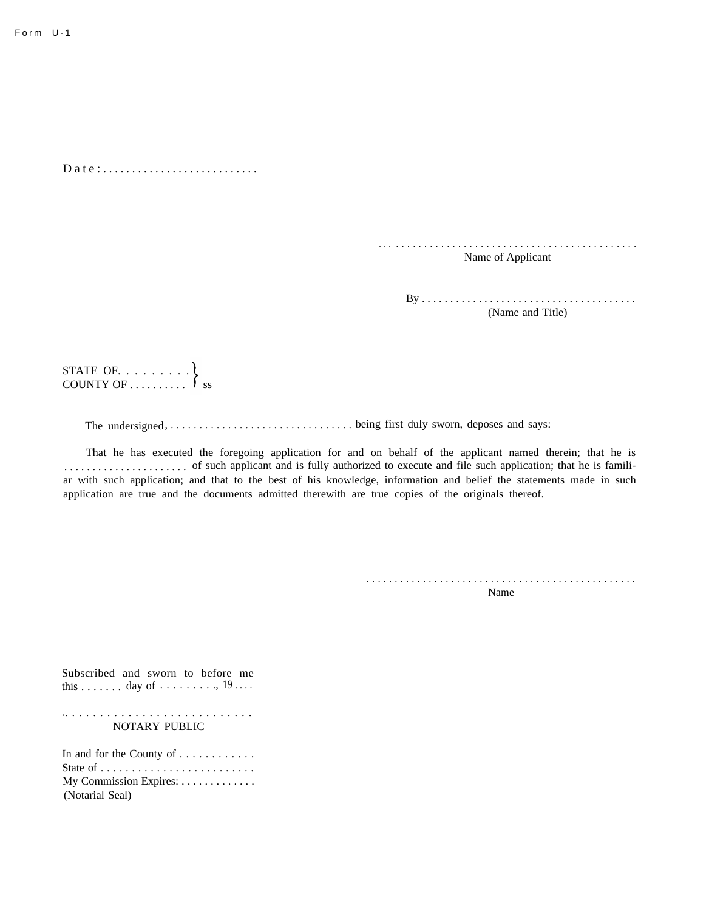Form U-1

Date: ..........................

..............................................
Name of Applicant

By ......................................
(Name and Title)

STATE OF. . . . . . . . . .
COUNTY OF . . . . . . . . . . } ss

The undersigned, ................................ being first duly sworn, deposes and says:

That he has executed the foregoing application for and on behalf of the applicant named therein; that he is ...................... of such applicant and is fully authorized to execute and file such application; that he is familiar with such application; and that to the best of his knowledge, information and belief the statements made in such application are true and the documents admitted therewith are true copies of the originals thereof.

..............................................
Name

Subscribed and sworn to before me
this ....... day of ........., 19 ....

.............................
NOTARY PUBLIC

In and for the County of ............
State of .........................
My Commission Expires: .............
(Notarial Seal)